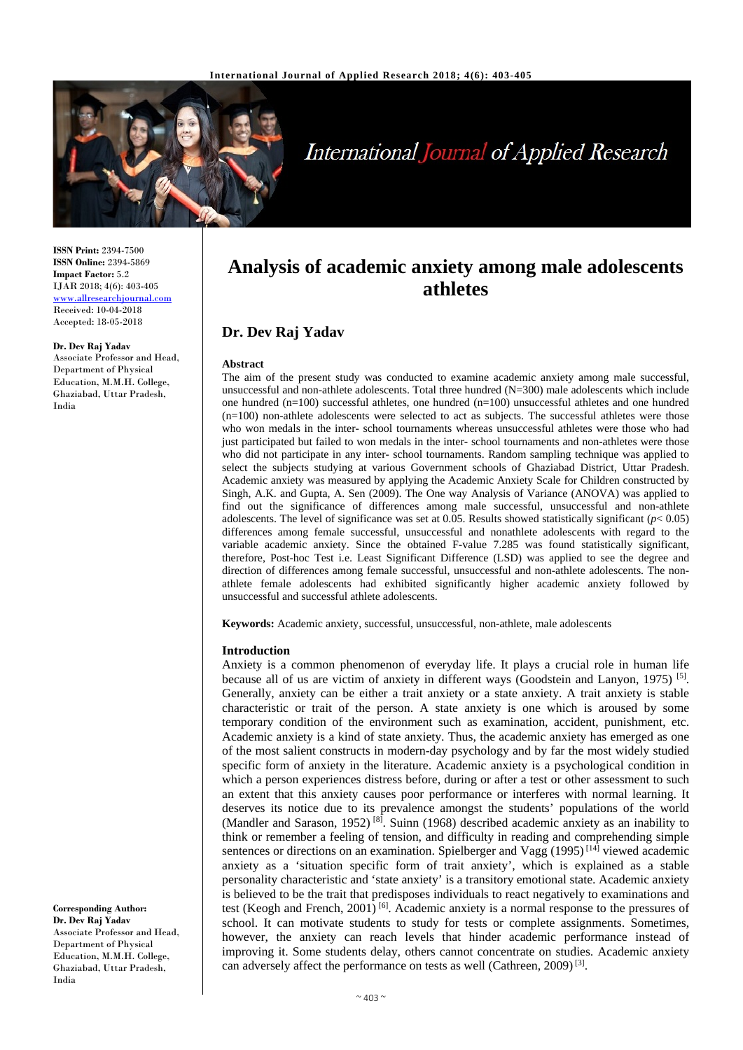**ISSN Print:** 2394-7500
**ISSN Online:** 2394-5869
**Impact Factor:** 5.2
IJAR 2018; 4(6): 403-405
www.allresearchjournal.com
Received: 10-04-2018
Accepted: 18-05-2018

**Dr. Dev Raj Yadav**
Associate Professor and Head, Department of Physical Education, M.M.H. College, Ghaziabad, Uttar Pradesh, India

**Corresponding Author:**
**Dr. Dev Raj Yadav**
Associate Professor and Head, Department of Physical Education, M.M.H. College, Ghaziabad, Uttar Pradesh, India

# Analysis of academic anxiety among male adolescents athletes

## Dr. Dev Raj Yadav

### Abstract

The aim of the present study was conducted to examine academic anxiety among male successful, unsuccessful and non-athlete adolescents. Total three hundred (N=300) male adolescents which include one hundred (n=100) successful athletes, one hundred (n=100) unsuccessful athletes and one hundred (n=100) non-athlete adolescents were selected to act as subjects. The successful athletes were those who won medals in the inter- school tournaments whereas unsuccessful athletes were those who had just participated but failed to won medals in the inter- school tournaments and non-athletes were those who did not participate in any inter- school tournaments. Random sampling technique was applied to select the subjects studying at various Government schools of Ghaziabad District, Uttar Pradesh. Academic anxiety was measured by applying the Academic Anxiety Scale for Children constructed by Singh, A.K. and Gupta, A. Sen (2009). The One way Analysis of Variance (ANOVA) was applied to find out the significance of differences among male successful, unsuccessful and non-athlete adolescents. The level of significance was set at 0.05. Results showed statistically significant ($p < 0.05$) differences among female successful, unsuccessful and nonathlete adolescents with regard to the variable academic anxiety. Since the obtained F-value 7.285 was found statistically significant, therefore, Post-hoc Test i.e. Least Significant Difference (LSD) was applied to see the degree and direction of differences among female successful, unsuccessful and non-athlete adolescents. The non-athlete female adolescents had exhibited significantly higher academic anxiety followed by unsuccessful and successful athlete adolescents.

**Keywords:** Academic anxiety, successful, unsuccessful, non-athlete, male adolescents

### Introduction

Anxiety is a common phenomenon of everyday life. It plays a crucial role in human life because all of us are victim of anxiety in different ways (Goodstein and Lanyon, 1975) [5]. Generally, anxiety can be either a trait anxiety or a state anxiety. A trait anxiety is stable characteristic or trait of the person. A state anxiety is one which is aroused by some temporary condition of the environment such as examination, accident, punishment, etc. Academic anxiety is a kind of state anxiety. Thus, the academic anxiety has emerged as one of the most salient constructs in modern-day psychology and by far the most widely studied specific form of anxiety in the literature. Academic anxiety is a psychological condition in which a person experiences distress before, during or after a test or other assessment to such an extent that this anxiety causes poor performance or interferes with normal learning. It deserves its notice due to its prevalence amongst the students' populations of the world (Mandler and Sarason, 1952) [8]. Suinn (1968) described academic anxiety as an inability to think or remember a feeling of tension, and difficulty in reading and comprehending simple sentences or directions on an examination. Spielberger and Vagg (1995) [14] viewed academic anxiety as a 'situation specific form of trait anxiety', which is explained as a stable personality characteristic and 'state anxiety' is a transitory emotional state. Academic anxiety is believed to be the trait that predisposes individuals to react negatively to examinations and test (Keogh and French, 2001) [6]. Academic anxiety is a normal response to the pressures of school. It can motivate students to study for tests or complete assignments. Sometimes, however, the anxiety can reach levels that hinder academic performance instead of improving it. Some students delay, others cannot concentrate on studies. Academic anxiety can adversely affect the performance on tests as well (Cathreen, 2009) [3].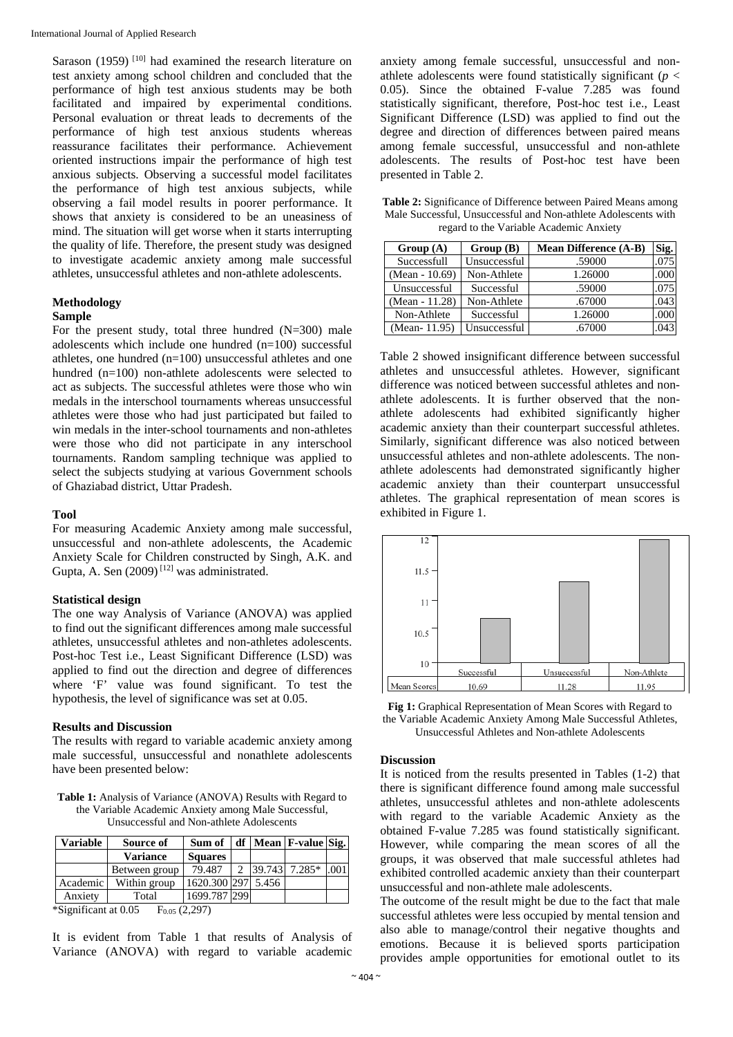Sarason (1959) [10] had examined the research literature on test anxiety among school children and concluded that the performance of high test anxious students may be both facilitated and impaired by experimental conditions. Personal evaluation or threat leads to decrements of the performance of high test anxious students whereas reassurance facilitates their performance. Achievement oriented instructions impair the performance of high test anxious subjects. Observing a successful model facilitates the performance of high test anxious subjects, while observing a fail model results in poorer performance. It shows that anxiety is considered to be an uneasiness of mind. The situation will get worse when it starts interrupting the quality of life. Therefore, the present study was designed to investigate academic anxiety among male successful athletes, unsuccessful athletes and non-athlete adolescents.

## Methodology

### Sample

For the present study, total three hundred (N=300) male adolescents which include one hundred (n=100) successful athletes, one hundred (n=100) unsuccessful athletes and one hundred (n=100) non-athlete adolescents were selected to act as subjects. The successful athletes were those who win medals in the interschool tournaments whereas unsuccessful athletes were those who had just participated but failed to win medals in the inter-school tournaments and non-athletes were those who did not participate in any interschool tournaments. Random sampling technique was applied to select the subjects studying at various Government schools of Ghaziabad district, Uttar Pradesh.

### Tool

For measuring Academic Anxiety among male successful, unsuccessful and non-athlete adolescents, the Academic Anxiety Scale for Children constructed by Singh, A.K. and Gupta, A. Sen (2009) [12] was administrated.

### Statistical design

The one way Analysis of Variance (ANOVA) was applied to find out the significant differences among male successful athletes, unsuccessful athletes and non-athletes adolescents. Post-hoc Test i.e., Least Significant Difference (LSD) was applied to find out the direction and degree of differences where 'F' value was found significant. To test the hypothesis, the level of significance was set at 0.05.

### Results and Discussion

The results with regard to variable academic anxiety among male successful, unsuccessful and nonathlete adolescents have been presented below:

**Table 1:** Analysis of Variance (ANOVA) Results with Regard to the Variable Academic Anxiety among Male Successful, Unsuccessful and Non-athlete Adolescents

| Variable | Source of Variance | Sum of Squares | df | Mean | F-value | Sig. |
|---|---|---|---|---|---|---|
| | Between group | 79.487 | 2 | 39.743 | 7.285* | .001 |
| Academic | Within group | 1620.300 | 297 | 5.456 | | |
| Anxiety | Total | 1699.787 | 299 | | | |

*Significant at 0.05  $F_{0.05}$ (2,297)

It is evident from Table 1 that results of Analysis of Variance (ANOVA) with regard to variable academic anxiety among female successful, unsuccessful and non-athlete adolescents were found statistically significant ($p < 0.05$). Since the obtained F-value 7.285 was found statistically significant, therefore, Post-hoc test i.e., Least Significant Difference (LSD) was applied to find out the degree and direction of differences between paired means among female successful, unsuccessful and non-athlete adolescents. The results of Post-hoc test have been presented in Table 2.

**Table 2:** Significance of Difference between Paired Means among Male Successful, Unsuccessful and Non-athlete Adolescents with regard to the Variable Academic Anxiety

| Group (A) | Group (B) | Mean Difference (A-B) | Sig. |
|---|---|---|---|
| Successfull | Unsuccessful | .59000 | .075 |
| (Mean - 10.69) | Non-Athlete | 1.26000 | .000 |
| Unsuccessful | Successful | .59000 | .075 |
| (Mean - 11.28) | Non-Athlete | .67000 | .043 |
| Non-Athlete | Successful | 1.26000 | .000 |
| (Mean- 11.95) | Unsuccessful | .67000 | .043 |

Table 2 showed insignificant difference between successful athletes and unsuccessful athletes. However, significant difference was noticed between successful athletes and non-athlete adolescents. It is further observed that the non-athlete adolescents had exhibited significantly higher academic anxiety than their counterpart successful athletes. Similarly, significant difference was also noticed between unsuccessful athletes and non-athlete adolescents. The non-athlete adolescents had demonstrated significantly higher academic anxiety than their counterpart unsuccessful athletes. The graphical representation of mean scores is exhibited in Figure 1.

| | Successful | Unsuccessful | Non-Athlete |
|---|---|---|---|
| Mean Scores | 10.69 | 11.28 | 11.95 |

**Fig 1:** Graphical Representation of Mean Scores with Regard to the Variable Academic Anxiety Among Male Successful Athletes, Unsuccessful Athletes and Non-athlete Adolescents

### Discussion

It is noticed from the results presented in Tables (1-2) that there is significant difference found among male successful athletes, unsuccessful athletes and non-athlete adolescents with regard to the variable Academic Anxiety as the obtained F-value 7.285 was found statistically significant. However, while comparing the mean scores of all the groups, it was observed that male successful athletes had exhibited controlled academic anxiety than their counterpart unsuccessful and non-athlete male adolescents.

The outcome of the result might be due to the fact that male successful athletes were less occupied by mental tension and also able to manage/control their negative thoughts and emotions. Because it is believed sports participation provides ample opportunities for emotional outlet to its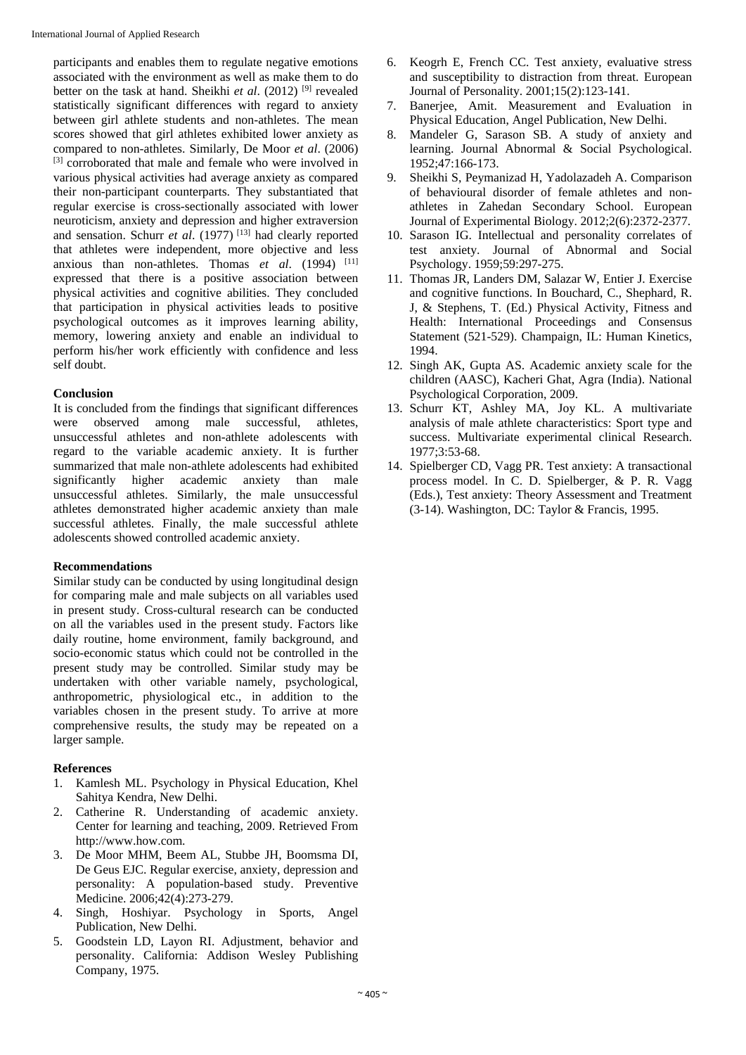participants and enables them to regulate negative emotions associated with the environment as well as make them to do better on the task at hand. Sheikhi *et al*. (2012) [9] revealed statistically significant differences with regard to anxiety between girl athlete students and non-athletes. The mean scores showed that girl athletes exhibited lower anxiety as compared to non-athletes. Similarly, De Moor *et al*. (2006) [3] corroborated that male and female who were involved in various physical activities had average anxiety as compared their non-participant counterparts. They substantiated that regular exercise is cross-sectionally associated with lower neuroticism, anxiety and depression and higher extraversion and sensation. Schurr *et al*. (1977) [13] had clearly reported that athletes were independent, more objective and less anxious than non-athletes. Thomas *et al*. (1994) [11] expressed that there is a positive association between physical activities and cognitive abilities. They concluded that participation in physical activities leads to positive psychological outcomes as it improves learning ability, memory, lowering anxiety and enable an individual to perform his/her work efficiently with confidence and less self doubt.

**Conclusion**

It is concluded from the findings that significant differences were observed among male successful, athletes, unsuccessful athletes and non-athlete adolescents with regard to the variable academic anxiety. It is further summarized that male non-athlete adolescents had exhibited significantly higher academic anxiety than male unsuccessful athletes. Similarly, the male unsuccessful athletes demonstrated higher academic anxiety than male successful athletes. Finally, the male successful athlete adolescents showed controlled academic anxiety.

**Recommendations**

Similar study can be conducted by using longitudinal design for comparing male and male subjects on all variables used in present study. Cross-cultural research can be conducted on all the variables used in the present study. Factors like daily routine, home environment, family background, and socio-economic status which could not be controlled in the present study may be controlled. Similar study may be undertaken with other variable namely, psychological, anthropometric, physiological etc., in addition to the variables chosen in the present study. To arrive at more comprehensive results, the study may be repeated on a larger sample.

**References**

1. Kamlesh ML. Psychology in Physical Education, Khel Sahitya Kendra, New Delhi.
2. Catherine R. Understanding of academic anxiety. Center for learning and teaching, 2009. Retrieved From http://www.how.com.
3. De Moor MHM, Beem AL, Stubbe JH, Boomsma DI, De Geus EJC. Regular exercise, anxiety, depression and personality: A population-based study. Preventive Medicine. 2006;42(4):273-279.
4. Singh, Hoshiyar. Psychology in Sports, Angel Publication, New Delhi.
5. Goodstein LD, Layon RI. Adjustment, behavior and personality. California: Addison Wesley Publishing Company, 1975.
6. Keogrh E, French CC. Test anxiety, evaluative stress and susceptibility to distraction from threat. European Journal of Personality. 2001;15(2):123-141.
7. Banerjee, Amit. Measurement and Evaluation in Physical Education, Angel Publication, New Delhi.
8. Mandeler G, Sarason SB. A study of anxiety and learning. Journal Abnormal & Social Psychological. 1952;47:166-173.
9. Sheikhi S, Peymanizad H, Yadolazadeh A. Comparison of behavioural disorder of female athletes and non-athletes in Zahedan Secondary School. European Journal of Experimental Biology. 2012;2(6):2372-2377.
10. Sarason IG. Intellectual and personality correlates of test anxiety. Journal of Abnormal and Social Psychology. 1959;59:297-275.
11. Thomas JR, Landers DM, Salazar W, Entier J. Exercise and cognitive functions. In Bouchard, C., Shephard, R. J, & Stephens, T. (Ed.) Physical Activity, Fitness and Health: International Proceedings and Consensus Statement (521-529). Champaign, IL: Human Kinetics, 1994.
12. Singh AK, Gupta AS. Academic anxiety scale for the children (AASC), Kacheri Ghat, Agra (India). National Psychological Corporation, 2009.
13. Schurr KT, Ashley MA, Joy KL. A multivariate analysis of male athlete characteristics: Sport type and success. Multivariate experimental clinical Research. 1977;3:53-68.
14. Spielberger CD, Vagg PR. Test anxiety: A transactional process model. In C. D. Spielberger, & P. R. Vagg (Eds.), Test anxiety: Theory Assessment and Treatment (3-14). Washington, DC: Taylor & Francis, 1995.